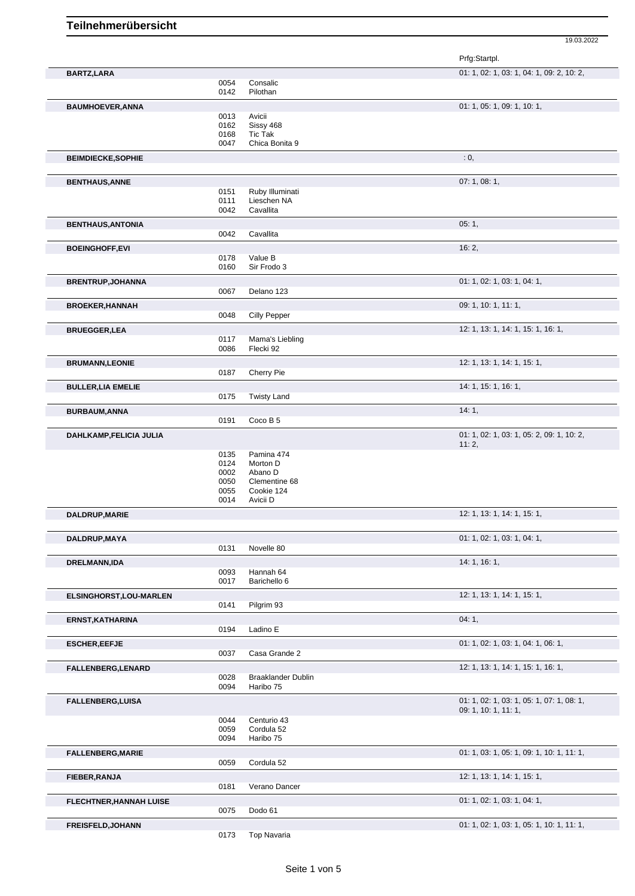# Teilnehmerübersicht

19.03.2022

| Name | Nr. | Pferd | Prfg:Startpl. |
|---|---|---|---|
| **BARTZ,LARA** | | | 01: 1, 02: 1, 03: 1, 04: 1, 09: 2, 10: 2, |
| | 0054 | Consalic | |
| | 0142 | Pilothan | |
| **BAUMHOEVER,ANNA** | | | 01: 1, 05: 1, 09: 1, 10: 1, |
| | 0013 | Avicii | |
| | 0162 | Sissy 468 | |
| | 0168 | Tic Tak | |
| | 0047 | Chica Bonita 9 | |
| **BEIMDIECKE,SOPHIE** | | | : 0, |
| **BENTHAUS,ANNE** | | | 07: 1, 08: 1, |
| | 0151 | Ruby Illuminati | |
| | 0111 | Lieschen NA | |
| | 0042 | Cavallita | |
| **BENTHAUS,ANTONIA** | | | 05: 1, |
| | 0042 | Cavallita | |
| **BOEINGHOFF,EVI** | | | 16: 2, |
| | 0178 | Value B | |
| | 0160 | Sir Frodo 3 | |
| **BRENTRUP,JOHANNA** | | | 01: 1, 02: 1, 03: 1, 04: 1, |
| | 0067 | Delano 123 | |
| **BROEKER,HANNAH** | | | 09: 1, 10: 1, 11: 1, |
| | 0048 | Cilly Pepper | |
| **BRUEGGER,LEA** | | | 12: 1, 13: 1, 14: 1, 15: 1, 16: 1, |
| | 0117 | Mama's Liebling | |
| | 0086 | Flecki 92 | |
| **BRUMANN,LEONIE** | | | 12: 1, 13: 1, 14: 1, 15: 1, |
| | 0187 | Cherry Pie | |
| **BULLER,LIA EMELIE** | | | 14: 1, 15: 1, 16: 1, |
| | 0175 | Twisty Land | |
| **BURBAUM,ANNA** | | | 14: 1, |
| | 0191 | Coco B 5 | |
| **DAHLKAMP,FELICIA JULIA** | | | 01: 1, 02: 1, 03: 1, 05: 2, 09: 1, 10: 2, 11: 2, |
| | 0135 | Pamina 474 | |
| | 0124 | Morton D | |
| | 0002 | Abano D | |
| | 0050 | Clementine 68 | |
| | 0055 | Cookie 124 | |
| | 0014 | Avicii D | |
| **DALDRUP,MARIE** | | | 12: 1, 13: 1, 14: 1, 15: 1, |
| **DALDRUP,MAYA** | | | 01: 1, 02: 1, 03: 1, 04: 1, |
| | 0131 | Novelle 80 | |
| **DRELMANN,IDA** | | | 14: 1, 16: 1, |
| | 0093 | Hannah 64 | |
| | 0017 | Barichello 6 | |
| **ELSINGHORST,LOU-MARLEN** | | | 12: 1, 13: 1, 14: 1, 15: 1, |
| | 0141 | Pilgrim 93 | |
| **ERNST,KATHARINA** | | | 04: 1, |
| | 0194 | Ladino E | |
| **ESCHER,EEFJE** | | | 01: 1, 02: 1, 03: 1, 04: 1, 06: 1, |
| | 0037 | Casa Grande 2 | |
| **FALLENBERG,LENARD** | | | 12: 1, 13: 1, 14: 1, 15: 1, 16: 1, |
| | 0028 | Braaklander Dublin | |
| | 0094 | Haribo 75 | |
| **FALLENBERG,LUISA** | | | 01: 1, 02: 1, 03: 1, 05: 1, 07: 1, 08: 1, 09: 1, 10: 1, 11: 1, |
| | 0044 | Centurio 43 | |
| | 0059 | Cordula 52 | |
| | 0094 | Haribo 75 | |
| **FALLENBERG,MARIE** | | | 01: 1, 03: 1, 05: 1, 09: 1, 10: 1, 11: 1, |
| | 0059 | Cordula 52 | |
| **FIEBER,RANJA** | | | 12: 1, 13: 1, 14: 1, 15: 1, |
| | 0181 | Verano Dancer | |
| **FLECHTNER,HANNAH LUISE** | | | 01: 1, 02: 1, 03: 1, 04: 1, |
| | 0075 | Dodo 61 | |
| **FREISFELD,JOHANN** | | | 01: 1, 02: 1, 03: 1, 05: 1, 10: 1, 11: 1, |
| | 0173 | Top Navaria | |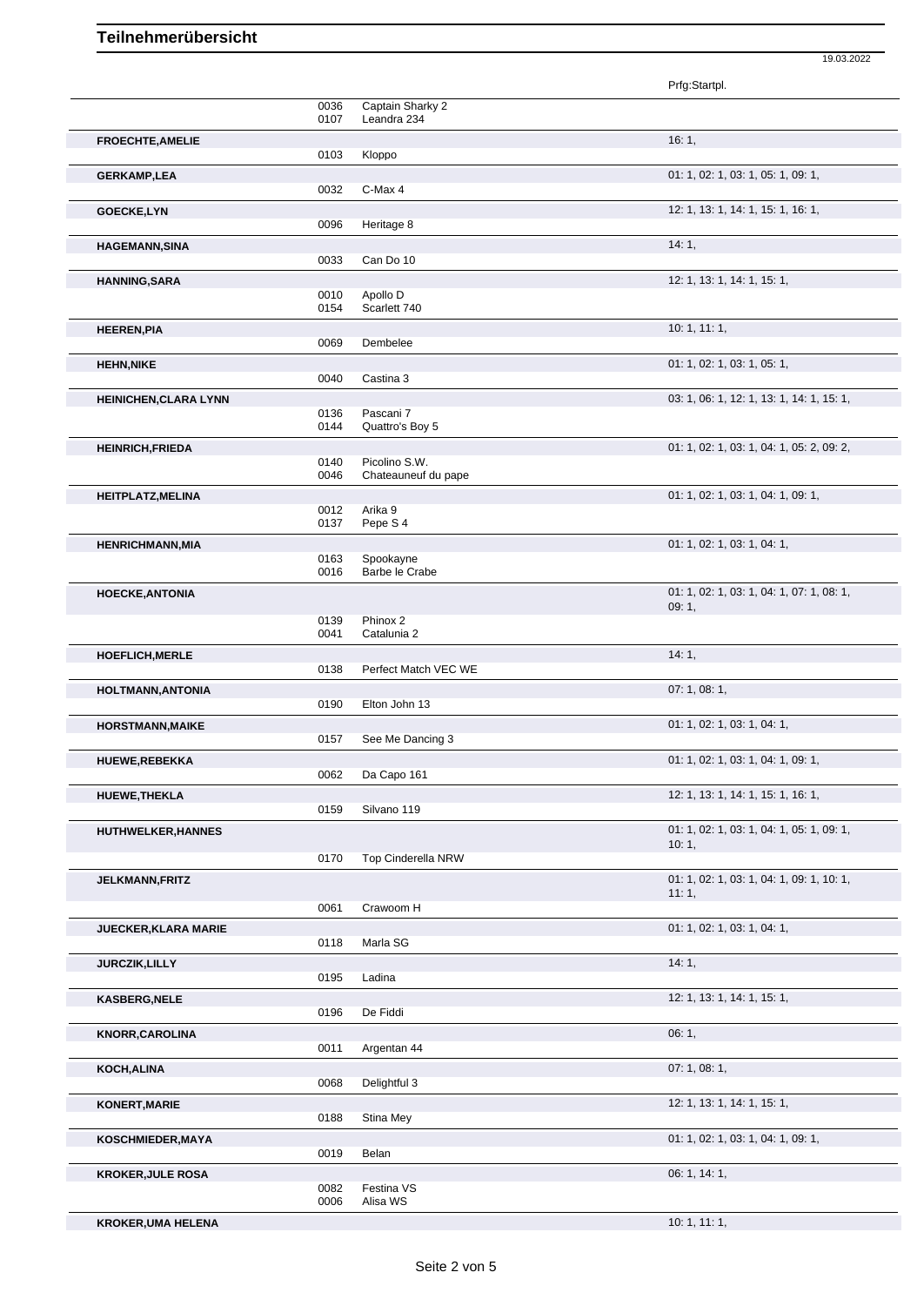# Teilnehmerübersicht

19.03.2022

| Teilnehmer | Nr. | Pferd | Prfg:Startpl. |
|---|---|---|---|
| | 0036 | Captain Sharky 2 | |
| | 0107 | Leandra 234 | |
| **FROECHTE,AMELIE** | | | 16: 1, |
| | 0103 | Kloppo | |
| **GERKAMP,LEA** | | | 01: 1, 02: 1, 03: 1, 05: 1, 09: 1, |
| | 0032 | C-Max 4 | |
| **GOECKE,LYN** | | | 12: 1, 13: 1, 14: 1, 15: 1, 16: 1, |
| | 0096 | Heritage 8 | |
| **HAGEMANN,SINA** | | | 14: 1, |
| | 0033 | Can Do 10 | |
| **HANNING,SARA** | | | 12: 1, 13: 1, 14: 1, 15: 1, |
| | 0010 | Apollo D | |
| | 0154 | Scarlett 740 | |
| **HEEREN,PIA** | | | 10: 1, 11: 1, |
| | 0069 | Dembelee | |
| **HEHN,NIKE** | | | 01: 1, 02: 1, 03: 1, 05: 1, |
| | 0040 | Castina 3 | |
| **HEINICHEN,CLARA LYNN** | | | 03: 1, 06: 1, 12: 1, 13: 1, 14: 1, 15: 1, |
| | 0136 | Pascani 7 | |
| | 0144 | Quattro's Boy 5 | |
| **HEINRICH,FRIEDA** | | | 01: 1, 02: 1, 03: 1, 04: 1, 05: 2, 09: 2, |
| | 0140 | Picolino S.W. | |
| | 0046 | Chateauneuf du pape | |
| **HEITPLATZ,MELINA** | | | 01: 1, 02: 1, 03: 1, 04: 1, 09: 1, |
| | 0012 | Arika 9 | |
| | 0137 | Pepe S 4 | |
| **HENRICHMANN,MIA** | | | 01: 1, 02: 1, 03: 1, 04: 1, |
| | 0163 | Spookayne | |
| | 0016 | Barbe le Crabe | |
| **HOECKE,ANTONIA** | | | 01: 1, 02: 1, 03: 1, 04: 1, 07: 1, 08: 1, 09: 1, |
| | 0139 | Phinox 2 | |
| | 0041 | Catalunia 2 | |
| **HOEFLICH,MERLE** | | | 14: 1, |
| | 0138 | Perfect Match VEC WE | |
| **HOLTMANN,ANTONIA** | | | 07: 1, 08: 1, |
| | 0190 | Elton John 13 | |
| **HORSTMANN,MAIKE** | | | 01: 1, 02: 1, 03: 1, 04: 1, |
| | 0157 | See Me Dancing 3 | |
| **HUEWE,REBEKKA** | | | 01: 1, 02: 1, 03: 1, 04: 1, 09: 1, |
| | 0062 | Da Capo 161 | |
| **HUEWE,THEKLA** | | | 12: 1, 13: 1, 14: 1, 15: 1, 16: 1, |
| | 0159 | Silvano 119 | |
| **HUTHWELKER,HANNES** | | | 01: 1, 02: 1, 03: 1, 04: 1, 05: 1, 09: 1, 10: 1, |
| | 0170 | Top Cinderella NRW | |
| **JELKMANN,FRITZ** | | | 01: 1, 02: 1, 03: 1, 04: 1, 09: 1, 10: 1, 11: 1, |
| | 0061 | Crawoom H | |
| **JUECKER,KLARA MARIE** | | | 01: 1, 02: 1, 03: 1, 04: 1, |
| | 0118 | Marla SG | |
| **JURCZIK,LILLY** | | | 14: 1, |
| | 0195 | Ladina | |
| **KASBERG,NELE** | | | 12: 1, 13: 1, 14: 1, 15: 1, |
| | 0196 | De Fiddi | |
| **KNORR,CAROLINA** | | | 06: 1, |
| | 0011 | Argentan 44 | |
| **KOCH,ALINA** | | | 07: 1, 08: 1, |
| | 0068 | Delightful 3 | |
| **KONERT,MARIE** | | | 12: 1, 13: 1, 14: 1, 15: 1, |
| | 0188 | Stina Mey | |
| **KOSCHMIEDER,MAYA** | | | 01: 1, 02: 1, 03: 1, 04: 1, 09: 1, |
| | 0019 | Belan | |
| **KROKER,JULE ROSA** | | | 06: 1, 14: 1, |
| | 0082 | Festina VS | |
| | 0006 | Alisa WS | |
| **KROKER,UMA HELENA** | | | 10: 1, 11: 1, |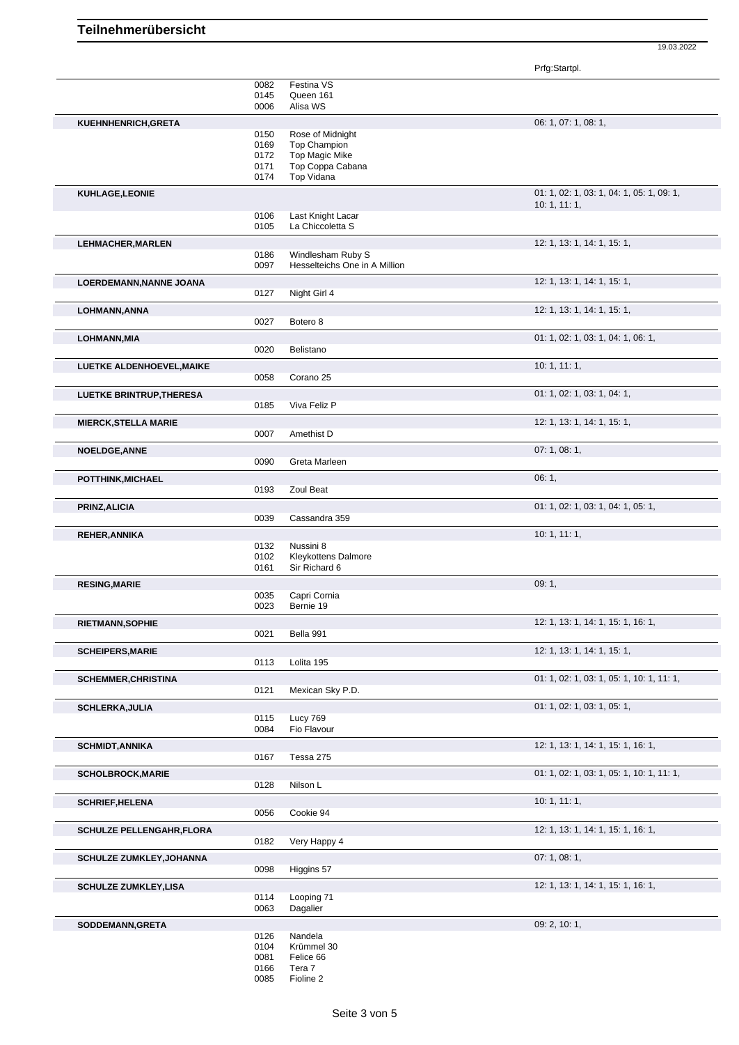# Teilnehmerübersicht

19.03.2022

| Teilnehmer | Nr. | Pferd | Prfg:Startpl. |
|---|---|---|---|
| | 0082 | Festina VS | |
| | 0145 | Queen 161 | |
| | 0006 | Alisa WS | |
| **KUEHNHENRICH,GRETA** | | | 06: 1, 07: 1, 08: 1, |
| | 0150 | Rose of Midnight | |
| | 0169 | Top Champion | |
| | 0172 | Top Magic Mike | |
| | 0171 | Top Coppa Cabana | |
| | 0174 | Top Vidana | |
| **KUHLAGE,LEONIE** | | | 01: 1, 02: 1, 03: 1, 04: 1, 05: 1, 09: 1, 10: 1, 11: 1, |
| | 0106 | Last Knight Lacar | |
| | 0105 | La Chiccoletta S | |
| **LEHMACHER,MARLEN** | | | 12: 1, 13: 1, 14: 1, 15: 1, |
| | 0186 | Windlesham Ruby S | |
| | 0097 | Hesselteichs One in A Million | |
| **LOERDEMANN,NANNE JOANA** | | | 12: 1, 13: 1, 14: 1, 15: 1, |
| | 0127 | Night Girl 4 | |
| **LOHMANN,ANNA** | | | 12: 1, 13: 1, 14: 1, 15: 1, |
| | 0027 | Botero 8 | |
| **LOHMANN,MIA** | | | 01: 1, 02: 1, 03: 1, 04: 1, 06: 1, |
| | 0020 | Belistano | |
| **LUETKE ALDENHOEVEL,MAIKE** | | | 10: 1, 11: 1, |
| | 0058 | Corano 25 | |
| **LUETKE BRINTRUP,THERESA** | | | 01: 1, 02: 1, 03: 1, 04: 1, |
| | 0185 | Viva Feliz P | |
| **MIERCK,STELLA MARIE** | | | 12: 1, 13: 1, 14: 1, 15: 1, |
| | 0007 | Amethist D | |
| **NOELDGE,ANNE** | | | 07: 1, 08: 1, |
| | 0090 | Greta Marleen | |
| **POTTHINK,MICHAEL** | | | 06: 1, |
| | 0193 | Zoul Beat | |
| **PRINZ,ALICIA** | | | 01: 1, 02: 1, 03: 1, 04: 1, 05: 1, |
| | 0039 | Cassandra 359 | |
| **REHER,ANNIKA** | | | 10: 1, 11: 1, |
| | 0132 | Nussini 8 | |
| | 0102 | Kleykottens Dalmore | |
| | 0161 | Sir Richard 6 | |
| **RESING,MARIE** | | | 09: 1, |
| | 0035 | Capri Cornia | |
| | 0023 | Bernie 19 | |
| **RIETMANN,SOPHIE** | | | 12: 1, 13: 1, 14: 1, 15: 1, 16: 1, |
| | 0021 | Bella 991 | |
| **SCHEIPERS,MARIE** | | | 12: 1, 13: 1, 14: 1, 15: 1, |
| | 0113 | Lolita 195 | |
| **SCHEMMER,CHRISTINA** | | | 01: 1, 02: 1, 03: 1, 05: 1, 10: 1, 11: 1, |
| | 0121 | Mexican Sky P.D. | |
| **SCHLERKA,JULIA** | | | 01: 1, 02: 1, 03: 1, 05: 1, |
| | 0115 | Lucy 769 | |
| | 0084 | Fio Flavour | |
| **SCHMIDT,ANNIKA** | | | 12: 1, 13: 1, 14: 1, 15: 1, 16: 1, |
| | 0167 | Tessa 275 | |
| **SCHOLBROCK,MARIE** | | | 01: 1, 02: 1, 03: 1, 05: 1, 10: 1, 11: 1, |
| | 0128 | Nilson L | |
| **SCHRIEF,HELENA** | | | 10: 1, 11: 1, |
| | 0056 | Cookie 94 | |
| **SCHULZE PELLENGAHR,FLORA** | | | 12: 1, 13: 1, 14: 1, 15: 1, 16: 1, |
| | 0182 | Very Happy 4 | |
| **SCHULZE ZUMKLEY,JOHANNA** | | | 07: 1, 08: 1, |
| | 0098 | Higgins 57 | |
| **SCHULZE ZUMKLEY,LISA** | | | 12: 1, 13: 1, 14: 1, 15: 1, 16: 1, |
| | 0114 | Looping 71 | |
| | 0063 | Dagalier | |
| **SODDEMANN,GRETA** | | | 09: 2, 10: 1, |
| | 0126 | Nandela | |
| | 0104 | Krümmel 30 | |
| | 0081 | Felice 66 | |
| | 0166 | Tera 7 | |
| | 0085 | Fioline 2 | |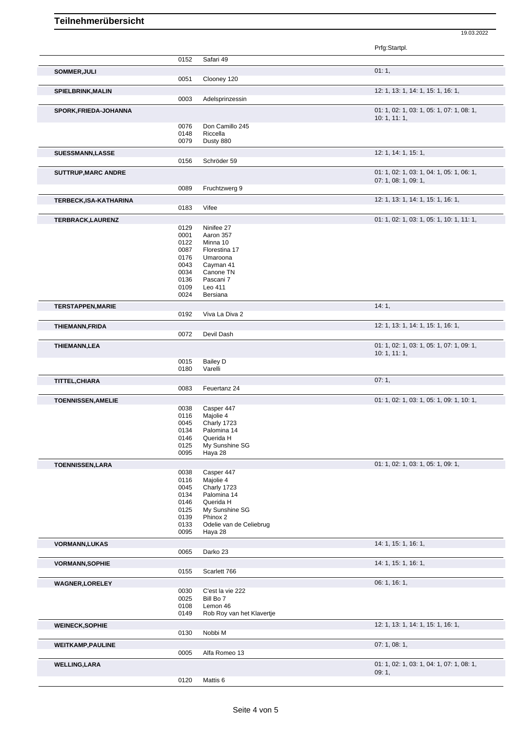# Teilnehmerübersicht

19.03.2022

| Name | Nr. | Pferd | Prfg:Startpl. |
|---|---|---|---|
| | 0152 | Safari 49 | |
| SOMMER,JULI | | | 01: 1, |
| | 0051 | Clooney 120 | |
| SPIELBRINK,MALIN | | | 12: 1, 13: 1, 14: 1, 15: 1, 16: 1, |
| | 0003 | Adelsprinzessin | |
| SPORK,FRIEDA-JOHANNA | | | 01: 1, 02: 1, 03: 1, 05: 1, 07: 1, 08: 1, 10: 1, 11: 1, |
| | 0076 | Don Camillo 245 | |
| | 0148 | Riccella | |
| | 0079 | Dusty 880 | |
| SUESSMANN,LASSE | | | 12: 1, 14: 1, 15: 1, |
| | 0156 | Schröder 59 | |
| SUTTRUP,MARC ANDRE | | | 01: 1, 02: 1, 03: 1, 04: 1, 05: 1, 06: 1, 07: 1, 08: 1, 09: 1, |
| | 0089 | Fruchtzwerg 9 | |
| TERBECK,ISA-KATHARINA | | | 12: 1, 13: 1, 14: 1, 15: 1, 16: 1, |
| | 0183 | Vifee | |
| TERBRACK,LAURENZ | | | 01: 1, 02: 1, 03: 1, 05: 1, 10: 1, 11: 1, |
| | 0129 | Ninifee 27 | |
| | 0001 | Aaron 357 | |
| | 0122 | Minna 10 | |
| | 0087 | Florestina 17 | |
| | 0176 | Umaroona | |
| | 0043 | Cayman 41 | |
| | 0034 | Canone TN | |
| | 0136 | Pascani 7 | |
| | 0109 | Leo 411 | |
| | 0024 | Bersiana | |
| TERSTAPPEN,MARIE | | | 14: 1, |
| | 0192 | Viva La Diva 2 | |
| THIEMANN,FRIDA | | | 12: 1, 13: 1, 14: 1, 15: 1, 16: 1, |
| | 0072 | Devil Dash | |
| THIEMANN,LEA | | | 01: 1, 02: 1, 03: 1, 05: 1, 07: 1, 09: 1, 10: 1, 11: 1, |
| | 0015 | Bailey D | |
| | 0180 | Varelli | |
| TITTEL,CHIARA | | | 07: 1, |
| | 0083 | Feuertanz 24 | |
| TOENNISSEN,AMELIE | | | 01: 1, 02: 1, 03: 1, 05: 1, 09: 1, 10: 1, |
| | 0038 | Casper 447 | |
| | 0116 | Majolie 4 | |
| | 0045 | Charly 1723 | |
| | 0134 | Palomina 14 | |
| | 0146 | Querida H | |
| | 0125 | My Sunshine SG | |
| | 0095 | Haya 28 | |
| TOENNISSEN,LARA | | | 01: 1, 02: 1, 03: 1, 05: 1, 09: 1, |
| | 0038 | Casper 447 | |
| | 0116 | Majolie 4 | |
| | 0045 | Charly 1723 | |
| | 0134 | Palomina 14 | |
| | 0146 | Querida H | |
| | 0125 | My Sunshine SG | |
| | 0139 | Phinox 2 | |
| | 0133 | Odelie van de Celiebrug | |
| | 0095 | Haya 28 | |
| VORMANN,LUKAS | | | 14: 1, 15: 1, 16: 1, |
| | 0065 | Darko 23 | |
| VORMANN,SOPHIE | | | 14: 1, 15: 1, 16: 1, |
| | 0155 | Scarlett 766 | |
| WAGNER,LORELEY | | | 06: 1, 16: 1, |
| | 0030 | C'est la vie 222 | |
| | 0025 | Bill Bo 7 | |
| | 0108 | Lemon 46 | |
| | 0149 | Rob Roy van het Klavertje | |
| WEINECK,SOPHIE | | | 12: 1, 13: 1, 14: 1, 15: 1, 16: 1, |
| | 0130 | Nobbi M | |
| WEITKAMP,PAULINE | | | 07: 1, 08: 1, |
| | 0005 | Alfa Romeo 13 | |
| WELLING,LARA | | | 01: 1, 02: 1, 03: 1, 04: 1, 07: 1, 08: 1, 09: 1, |
| | 0120 | Mattis 6 | |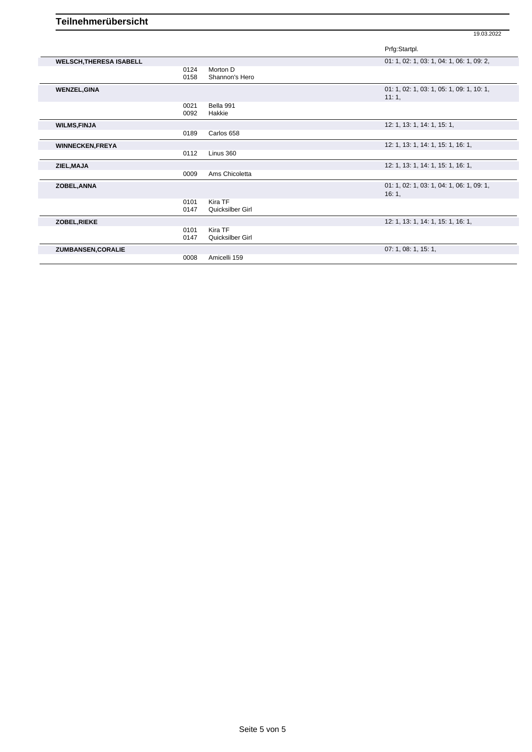# Teilnehmerübersicht

19.03.2022

| | | | Prfg:Startpl. |
|---|---|---|---|
| **WELSCH,THERESA ISABELL** | | | 01: 1, 02: 1, 03: 1, 04: 1, 06: 1, 09: 2, |
| | 0124 | Morton D | |
| | 0158 | Shannon's Hero | |
| **WENZEL,GINA** | | | 01: 1, 02: 1, 03: 1, 05: 1, 09: 1, 10: 1, 11: 1, |
| | 0021 | Bella 991 | |
| | 0092 | Hakkie | |
| **WILMS,FINJA** | | | 12: 1, 13: 1, 14: 1, 15: 1, |
| | 0189 | Carlos 658 | |
| **WINNECKEN,FREYA** | | | 12: 1, 13: 1, 14: 1, 15: 1, 16: 1, |
| | 0112 | Linus 360 | |
| **ZIEL,MAJA** | | | 12: 1, 13: 1, 14: 1, 15: 1, 16: 1, |
| | 0009 | Ams Chicoletta | |
| **ZOBEL,ANNA** | | | 01: 1, 02: 1, 03: 1, 04: 1, 06: 1, 09: 1, 16: 1, |
| | 0101 | Kira TF | |
| | 0147 | Quicksilber Girl | |
| **ZOBEL,RIEKE** | | | 12: 1, 13: 1, 14: 1, 15: 1, 16: 1, |
| | 0101 | Kira TF | |
| | 0147 | Quicksilber Girl | |
| **ZUMBANSEN,CORALIE** | | | 07: 1, 08: 1, 15: 1, |
| | 0008 | Amicelli 159 | |